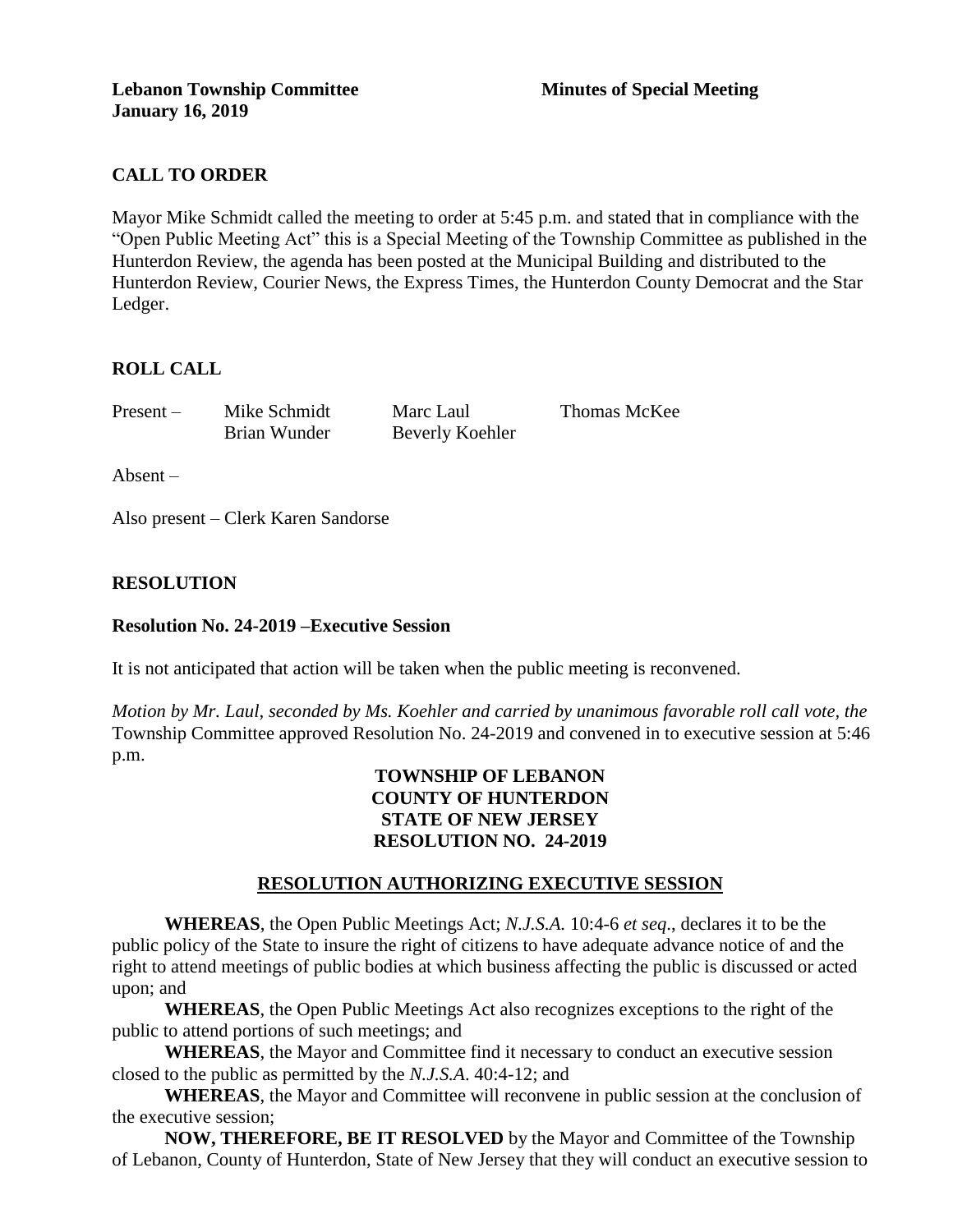**Lebanon Township Committee** **Minutes of Special Meeting**
**January 16, 2019**

## CALL TO ORDER

Mayor Mike Schmidt called the meeting to order at 5:45 p.m. and stated that in compliance with the "Open Public Meeting Act" this is a Special Meeting of the Township Committee as published in the Hunterdon Review, the agenda has been posted at the Municipal Building and distributed to the Hunterdon Review, Courier News, the Express Times, the Hunterdon County Democrat and the Star Ledger.

## ROLL CALL

Present – Mike Schmidt, Marc Laul, Thomas McKee, Brian Wunder, Beverly Koehler

Absent –

Also present – Clerk Karen Sandorse

## RESOLUTION

### Resolution No. 24-2019 –Executive Session

It is not anticipated that action will be taken when the public meeting is reconvened.

*Motion by Mr. Laul, seconded by Ms. Koehler and carried by unanimous favorable roll call vote, the* Township Committee approved Resolution No. 24-2019 and convened in to executive session at 5:46 p.m.

**TOWNSHIP OF LEBANON**
**COUNTY OF HUNTERDON**
**STATE OF NEW JERSEY**
**RESOLUTION NO. 24-2019**

**RESOLUTION AUTHORIZING EXECUTIVE SESSION**

**WHEREAS**, the Open Public Meetings Act; *N.J.S.A.* 10:4-6 *et seq*., declares it to be the public policy of the State to insure the right of citizens to have adequate advance notice of and the right to attend meetings of public bodies at which business affecting the public is discussed or acted upon; and

**WHEREAS**, the Open Public Meetings Act also recognizes exceptions to the right of the public to attend portions of such meetings; and

**WHEREAS**, the Mayor and Committee find it necessary to conduct an executive session closed to the public as permitted by the *N.J.S.A*. 40:4-12; and

**WHEREAS**, the Mayor and Committee will reconvene in public session at the conclusion of the executive session;

**NOW, THEREFORE, BE IT RESOLVED** by the Mayor and Committee of the Township of Lebanon, County of Hunterdon, State of New Jersey that they will conduct an executive session to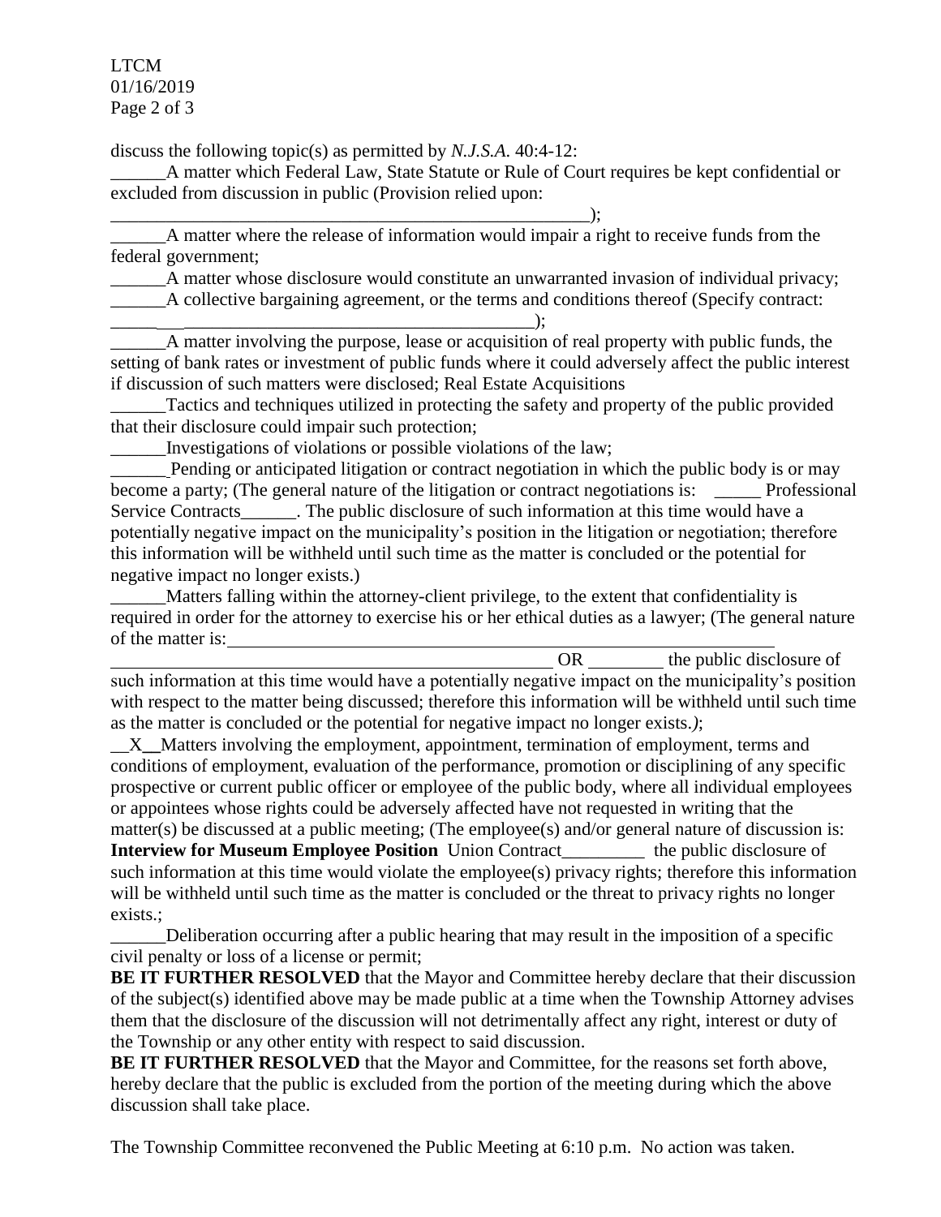discuss the following topic(s) as permitted by *N.J.S.A.* 40:4-12:

______A matter which Federal Law, State Statute or Rule of Court requires be kept confidential or excluded from discussion in public (Provision relied upon: ______________________________________________________);

______A matter where the release of information would impair a right to receive funds from the federal government;

______A matter whose disclosure would constitute an unwarranted invasion of individual privacy;

______A collective bargaining agreement, or the terms and conditions thereof (Specify contract: ________________________________________);

______A matter involving the purpose, lease or acquisition of real property with public funds, the setting of bank rates or investment of public funds where it could adversely affect the public interest if discussion of such matters were disclosed; Real Estate Acquisitions

______Tactics and techniques utilized in protecting the safety and property of the public provided that their disclosure could impair such protection;

______Investigations of violations or possible violations of the law;

______ Pending or anticipated litigation or contract negotiation in which the public body is or may become a party; (The general nature of the litigation or contract negotiations is: _____ Professional Service Contracts______. The public disclosure of such information at this time would have a potentially negative impact on the municipality's position in the litigation or negotiation; therefore this information will be withheld until such time as the matter is concluded or the potential for negative impact no longer exists.)

______Matters falling within the attorney-client privilege, to the extent that confidentiality is required in order for the attorney to exercise his or her ethical duties as a lawyer; (The general nature of the matter is: ______________________________________________ OR ________ the public disclosure of such information at this time would have a potentially negative impact on the municipality's position with respect to the matter being discussed; therefore this information will be withheld until such time as the matter is concluded or the potential for negative impact no longer exists.*)*;

__X__Matters involving the employment, appointment, termination of employment, terms and conditions of employment, evaluation of the performance, promotion or disciplining of any specific prospective or current public officer or employee of the public body, where all individual employees or appointees whose rights could be adversely affected have not requested in writing that the matter(s) be discussed at a public meeting; (The employee(s) and/or general nature of discussion is: **Interview for Museum Employee Position** Union Contract_________ the public disclosure of such information at this time would violate the employee(s) privacy rights; therefore this information will be withheld until such time as the matter is concluded or the threat to privacy rights no longer exists.;

______Deliberation occurring after a public hearing that may result in the imposition of a specific civil penalty or loss of a license or permit;

**BE IT FURTHER RESOLVED** that the Mayor and Committee hereby declare that their discussion of the subject(s) identified above may be made public at a time when the Township Attorney advises them that the disclosure of the discussion will not detrimentally affect any right, interest or duty of the Township or any other entity with respect to said discussion.

**BE IT FURTHER RESOLVED** that the Mayor and Committee, for the reasons set forth above, hereby declare that the public is excluded from the portion of the meeting during which the above discussion shall take place.

The Township Committee reconvened the Public Meeting at 6:10 p.m. No action was taken.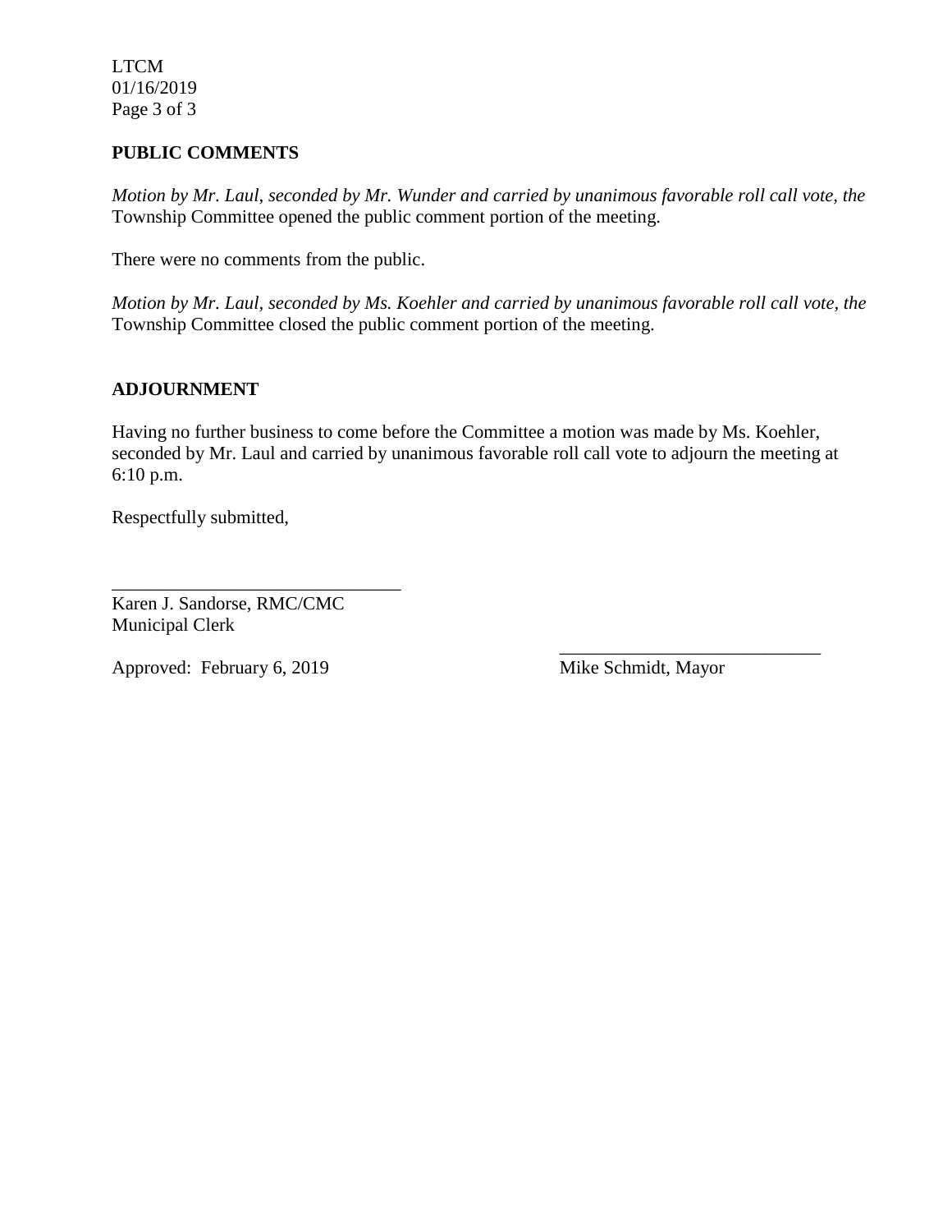**PUBLIC COMMENTS**

*Motion by Mr. Laul, seconded by Mr. Wunder and carried by unanimous favorable roll call vote, the* Township Committee opened the public comment portion of the meeting.

There were no comments from the public.

*Motion by Mr. Laul, seconded by Ms. Koehler and carried by unanimous favorable roll call vote, the* Township Committee closed the public comment portion of the meeting.

**ADJOURNMENT**

Having no further business to come before the Committee a motion was made by Ms. Koehler, seconded by Mr. Laul and carried by unanimous favorable roll call vote to adjourn the meeting at 6:10 p.m.

Respectfully submitted,

_______________________________
Karen J. Sandorse, RMC/CMC
Municipal Clerk

Approved: February 6, 2019

_______________________________
Mike Schmidt, Mayor